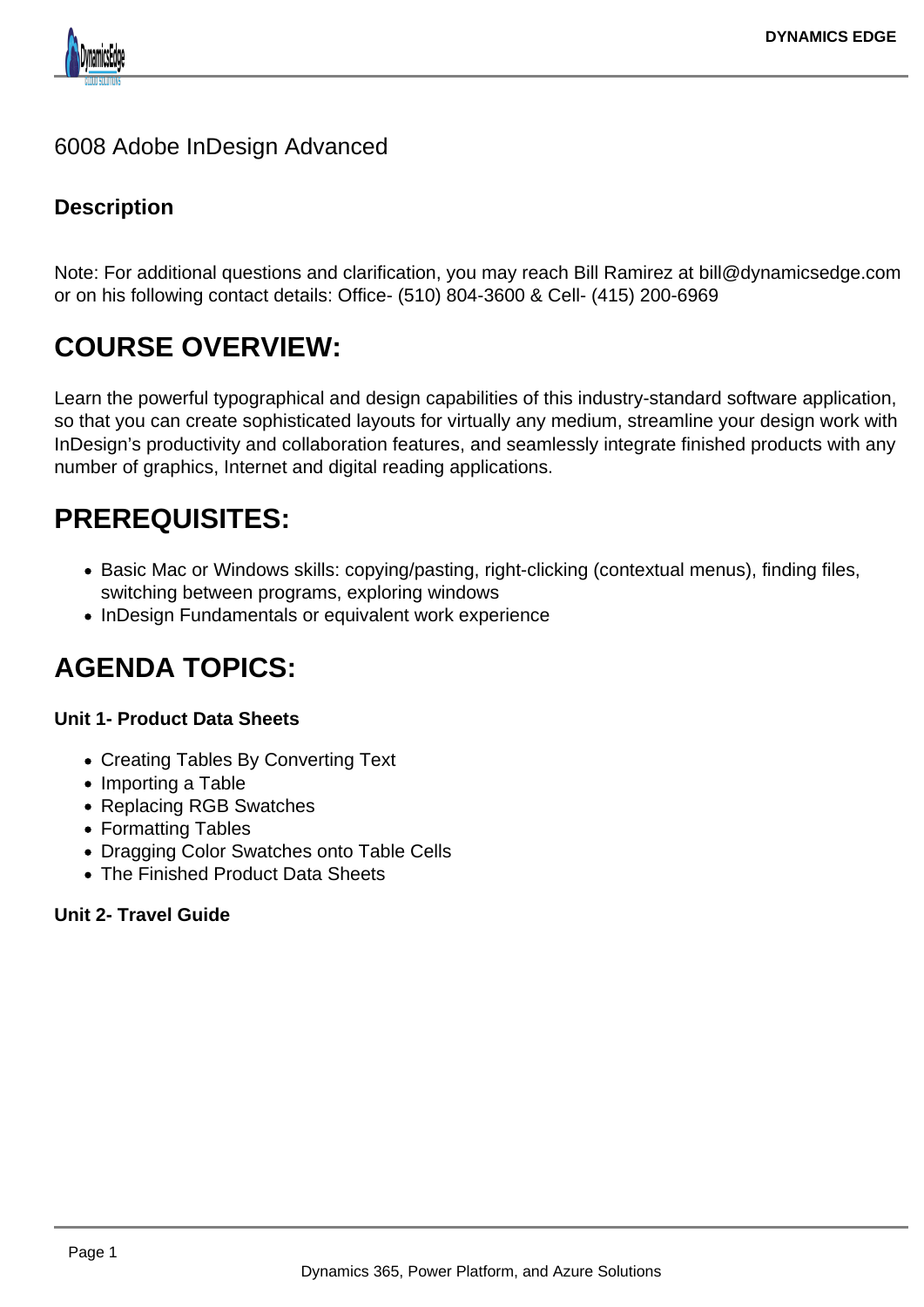# 6008 Adobe InDesign Advanced

### Description

Note: For additional questions and clarification, you may reach Bill Ramirez at bill@dynamicsedge.com or on his following contact details: Office- (510) 804-3600 & Cell- (415) 200-6969

## COURSE OVERVIEW:

Learn the powerful typographical and design capabilities of this industry-standard software application, so that you can create sophisticated layouts for virtually any medium, streamline your design work with InDesign's productivity and collaboration features, and seamlessly integrate finished products with any number of graphics, Internet and digital reading applications.

## PREREQUISITES:

- Basic Mac or Windows skills: copying/pasting, right-clicking (contextual menus), finding files, switching between programs, exploring windows
- InDesign Fundamentals or equivalent work experience

## AGENDA TOPICS:

**Unit 1- Product Data Sheets**

- Creating Tables By Converting Text
- Importing a Table
- Replacing RGB Swatches
- Formatting Tables
- Dragging Color Swatches onto Table Cells
- The Finished Product Data Sheets

**Unit 2- Travel Guide**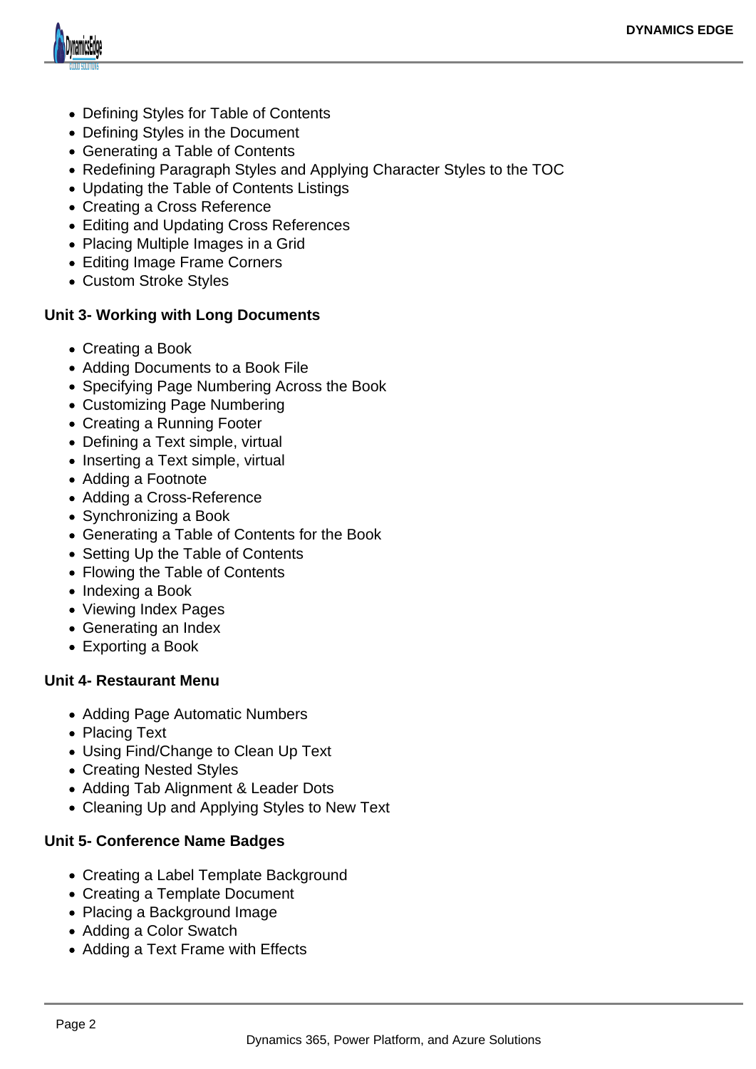- Defining Styles for Table of Contents
- Defining Styles in the Document
- Generating a Table of Contents
- Redefining Paragraph Styles and Applying Character Styles to the TOC
- Updating the Table of Contents Listings
- Creating a Cross Reference
- Editing and Updating Cross References
- Placing Multiple Images in a Grid
- Editing Image Frame Corners
- Custom Stroke Styles

**Unit 3- Working with Long Documents**

- Creating a Book
- Adding Documents to a Book File
- Specifying Page Numbering Across the Book
- Customizing Page Numbering
- Creating a Running Footer
- Defining a Text simple, virtual
- Inserting a Text simple, virtual
- Adding a Footnote
- Adding a Cross-Reference
- Synchronizing a Book
- Generating a Table of Contents for the Book
- Setting Up the Table of Contents
- Flowing the Table of Contents
- Indexing a Book
- Viewing Index Pages
- Generating an Index
- Exporting a Book

**Unit 4- Restaurant Menu**

- Adding Page Automatic Numbers
- Placing Text
- Using Find/Change to Clean Up Text
- Creating Nested Styles
- Adding Tab Alignment & Leader Dots
- Cleaning Up and Applying Styles to New Text

**Unit 5- Conference Name Badges**

- Creating a Label Template Background
- Creating a Template Document
- Placing a Background Image
- Adding a Color Swatch
- Adding a Text Frame with Effects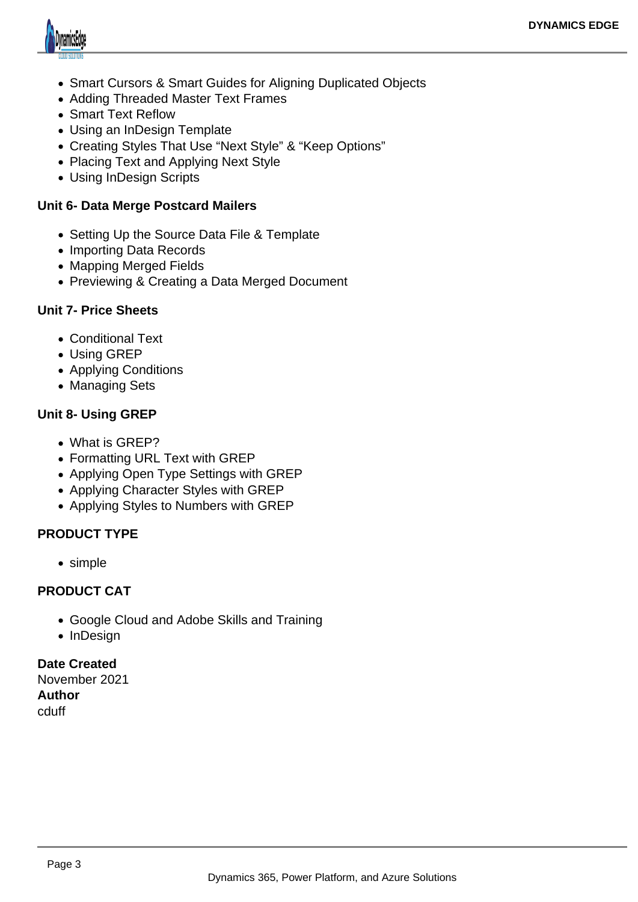- Smart Cursors & Smart Guides for Aligning Duplicated Objects
- Adding Threaded Master Text Frames
- Smart Text Reflow
- Using an InDesign Template
- Creating Styles That Use “Next Style” & “Keep Options”
- Placing Text and Applying Next Style
- Using InDesign Scripts

**Unit 6- Data Merge Postcard Mailers**

- Setting Up the Source Data File & Template
- Importing Data Records
- Mapping Merged Fields
- Previewing & Creating a Data Merged Document

**Unit 7- Price Sheets**

- Conditional Text
- Using GREP
- Applying Conditions
- Managing Sets

**Unit 8- Using GREP**

- What is GREP?
- Formatting URL Text with GREP
- Applying Open Type Settings with GREP
- Applying Character Styles with GREP
- Applying Styles to Numbers with GREP

**PRODUCT TYPE**

- simple

**PRODUCT CAT**

- Google Cloud and Adobe Skills and Training
- InDesign

**Date Created**
November 2021
**Author**
cduff